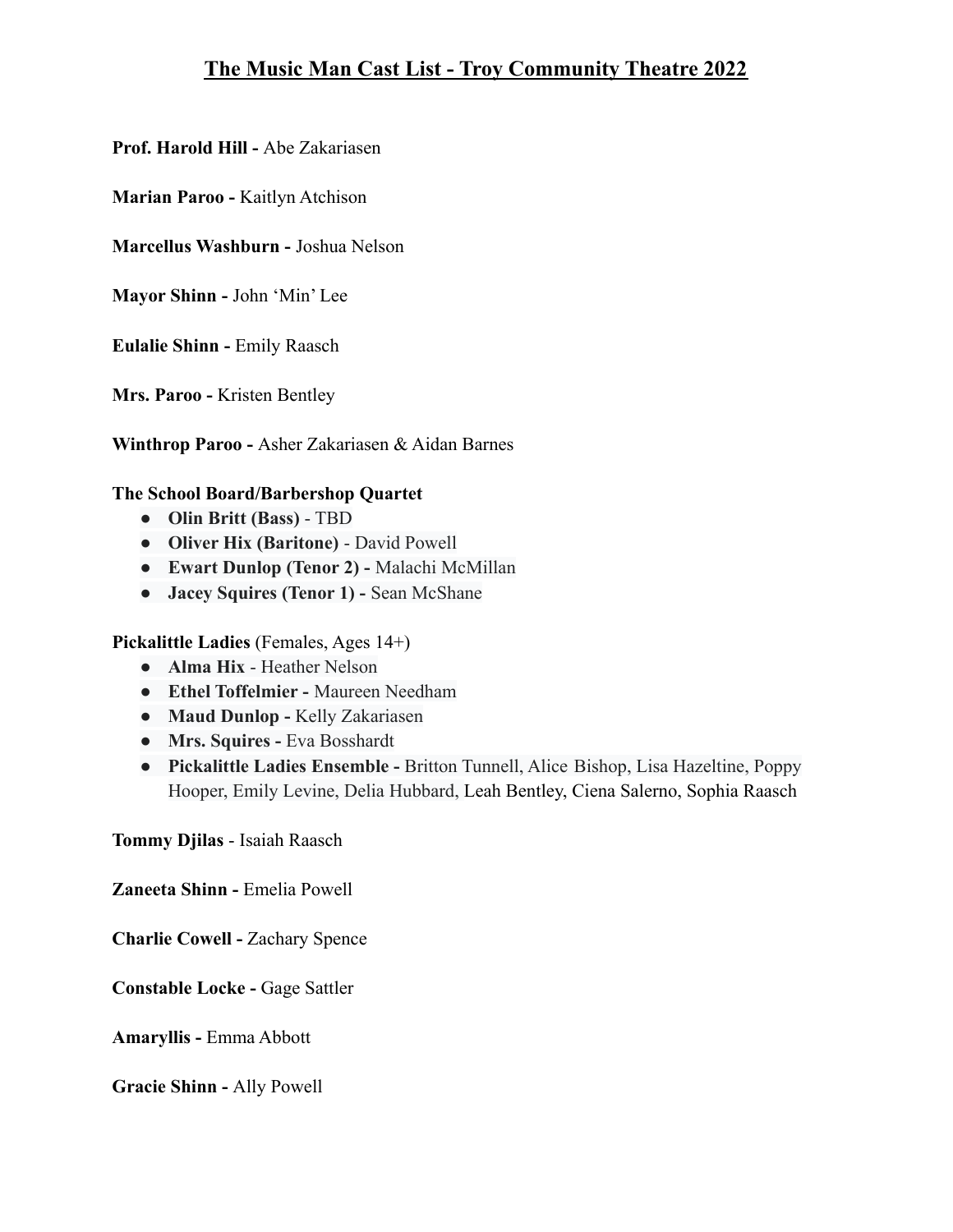# The Music Man Cast List - Troy Community Theatre 2022

**Prof. Harold Hill -** Abe Zakariasen

**Marian Paroo -** Kaitlyn Atchison

**Marcellus Washburn -** Joshua Nelson

**Mayor Shinn -** John 'Min' Lee

**Eulalie Shinn -** Emily Raasch

**Mrs. Paroo -** Kristen Bentley

**Winthrop Paroo -** Asher Zakariasen & Aidan Barnes

**The School Board/Barbershop Quartet**

- **Olin Britt (Bass)** - TBD
- **Oliver Hix (Baritone)** - David Powell
- **Ewart Dunlop (Tenor 2) -** Malachi McMillan
- **Jacey Squires (Tenor 1) -** Sean McShane

**Pickalittle Ladies** (Females, Ages 14+)

- **Alma Hix** - Heather Nelson
- **Ethel Toffelmier -** Maureen Needham
- **Maud Dunlop -** Kelly Zakariasen
- **Mrs. Squires -** Eva Bosshardt
- **Pickalittle Ladies Ensemble -** Britton Tunnell, Alice Bishop, Lisa Hazeltine, Poppy Hooper, Emily Levine, Delia Hubbard, Leah Bentley, Ciena Salerno, Sophia Raasch

**Tommy Djilas** - Isaiah Raasch

**Zaneeta Shinn -** Emelia Powell

**Charlie Cowell -** Zachary Spence

**Constable Locke -** Gage Sattler

**Amaryllis -** Emma Abbott

**Gracie Shinn -** Ally Powell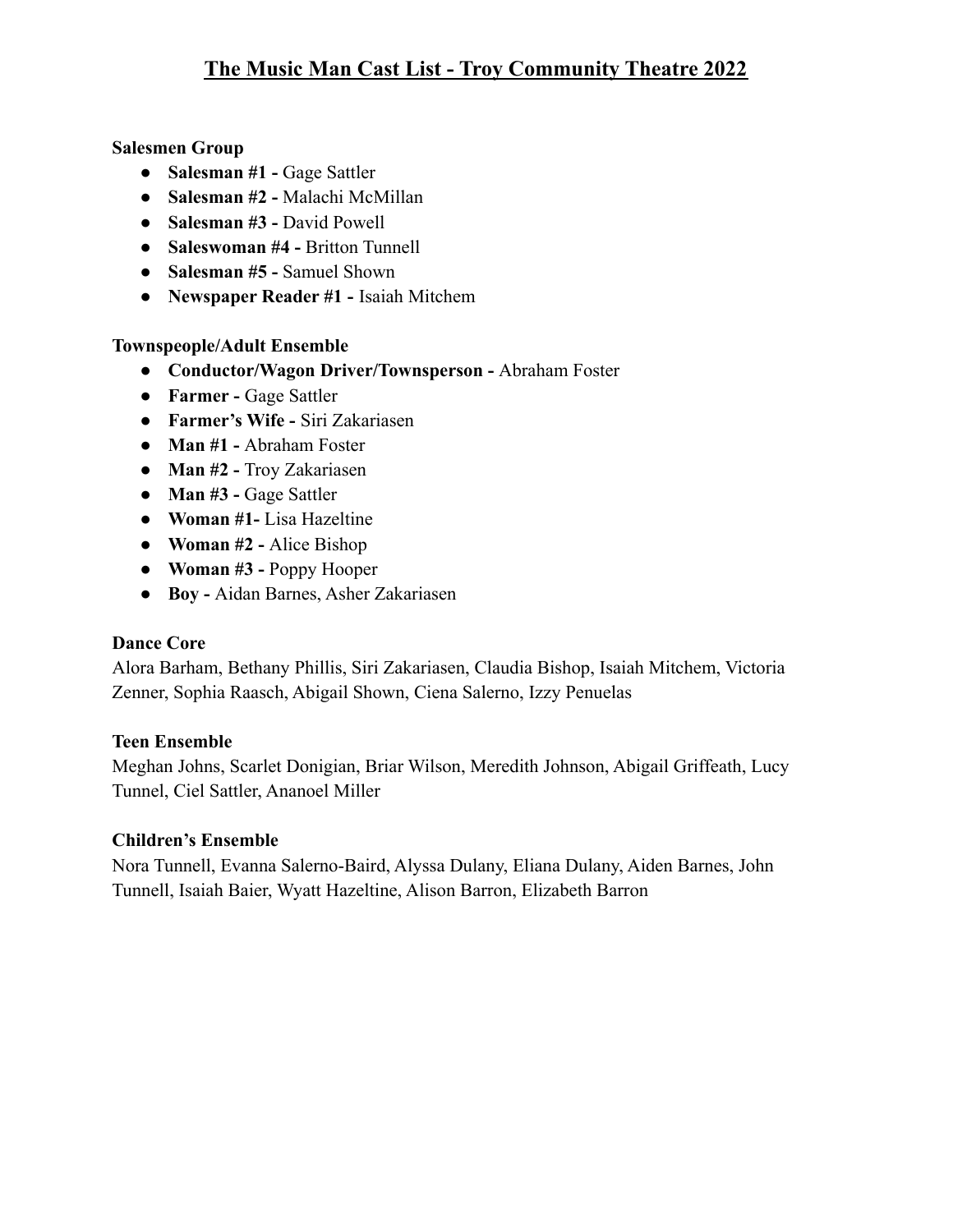# The Music Man Cast List - Troy Community Theatre 2022

**Salesmen Group**

- **Salesman #1 -** Gage Sattler
- **Salesman #2 -** Malachi McMillan
- **Salesman #3 -** David Powell
- **Saleswoman #4 -** Britton Tunnell
- **Salesman #5 -** Samuel Shown
- **Newspaper Reader #1 -** Isaiah Mitchem

**Townspeople/Adult Ensemble**

- **Conductor/Wagon Driver/Townsperson -** Abraham Foster
- **Farmer -** Gage Sattler
- **Farmer's Wife -** Siri Zakariasen
- **Man #1 -** Abraham Foster
- **Man #2 -** Troy Zakariasen
- **Man #3 -** Gage Sattler
- **Woman #1-** Lisa Hazeltine
- **Woman #2 -** Alice Bishop
- **Woman #3 -** Poppy Hooper
- **Boy -** Aidan Barnes, Asher Zakariasen

**Dance Core**

Alora Barham, Bethany Phillis, Siri Zakariasen, Claudia Bishop, Isaiah Mitchem, Victoria Zenner, Sophia Raasch, Abigail Shown, Ciena Salerno, Izzy Penuelas

**Teen Ensemble**

Meghan Johns, Scarlet Donigian, Briar Wilson, Meredith Johnson, Abigail Griffeath, Lucy Tunnel, Ciel Sattler, Ananoel Miller

**Children's Ensemble**

Nora Tunnell, Evanna Salerno-Baird, Alyssa Dulany, Eliana Dulany, Aiden Barnes, John Tunnell, Isaiah Baier, Wyatt Hazeltine, Alison Barron, Elizabeth Barron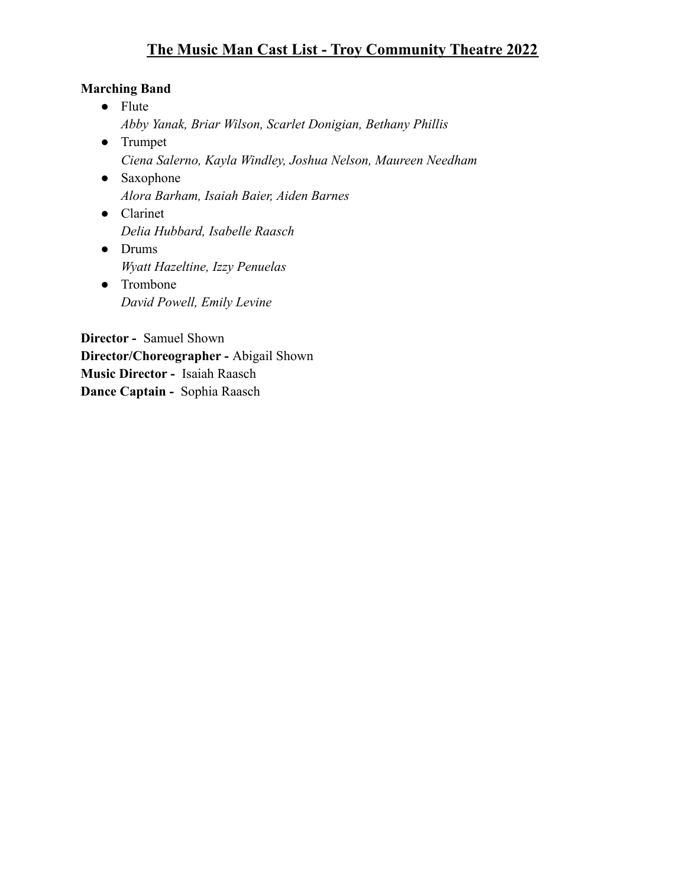## The Music Man Cast List - Troy Community Theatre 2022

**Marching Band**

- Flute
  *Abby Yanak, Briar Wilson, Scarlet Donigian, Bethany Phillis*
- Trumpet
  *Ciena Salerno, Kayla Windley, Joshua Nelson, Maureen Needham*
- Saxophone
  *Alora Barham, Isaiah Baier, Aiden Barnes*
- Clarinet
  *Delia Hubbard, Isabelle Raasch*
- Drums
  *Wyatt Hazeltine, Izzy Penuelas*
- Trombone
  *David Powell, Emily Levine*

**Director -** Samuel Shown
**Director/Choreographer -** Abigail Shown
**Music Director -** Isaiah Raasch
**Dance Captain -** Sophia Raasch